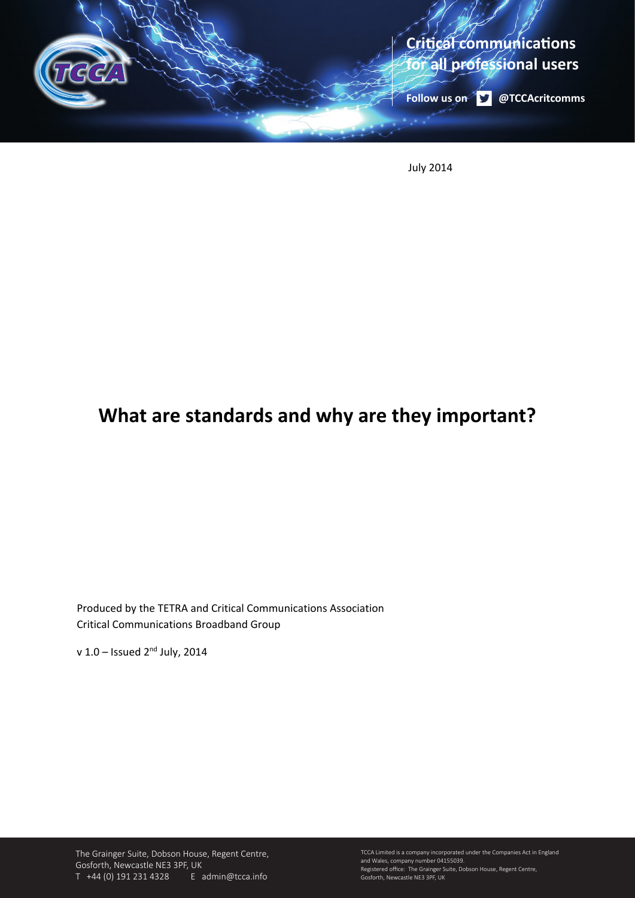Critical communications for all professional users

Follow us on @TCCAcritcomms

July 2014

# What are standards and why are they important?

Produced by the TETRA and Critical Communications Association
Critical Communications Broadband Group

v 1.0 – Issued 2nd July, 2014

The Grainger Suite, Dobson House, Regent Centre,
Gosforth, Newcastle NE3 3PF, UK
T +44 (0) 191 231 4328 E admin@tcca.info

TCCA Limited is a company incorporated under the Companies Act in England and Wales, company number 04155039.
Registered office: The Grainger Suite, Dobson House, Regent Centre, Gosforth, Newcastle NE3 3PF, UK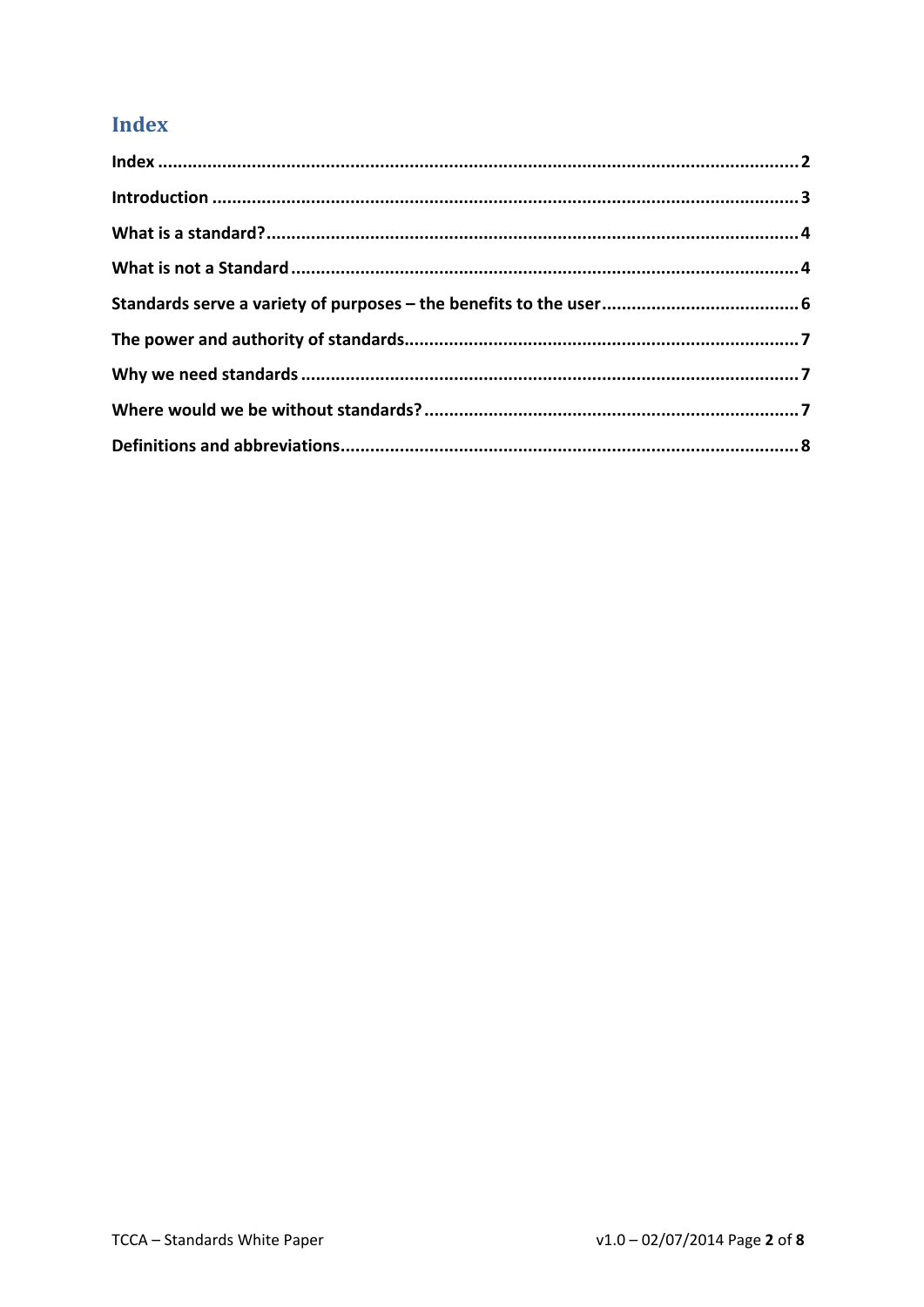# Index

| | |
|---|---|
| **Index** | **2** |
| **Introduction** | **3** |
| **What is a standard?** | **4** |
| **What is not a Standard** | **4** |
| **Standards serve a variety of purposes – the benefits to the user** | **6** |
| **The power and authority of standards** | **7** |
| **Why we need standards** | **7** |
| **Where would we be without standards?** | **7** |
| **Definitions and abbreviations** | **8** |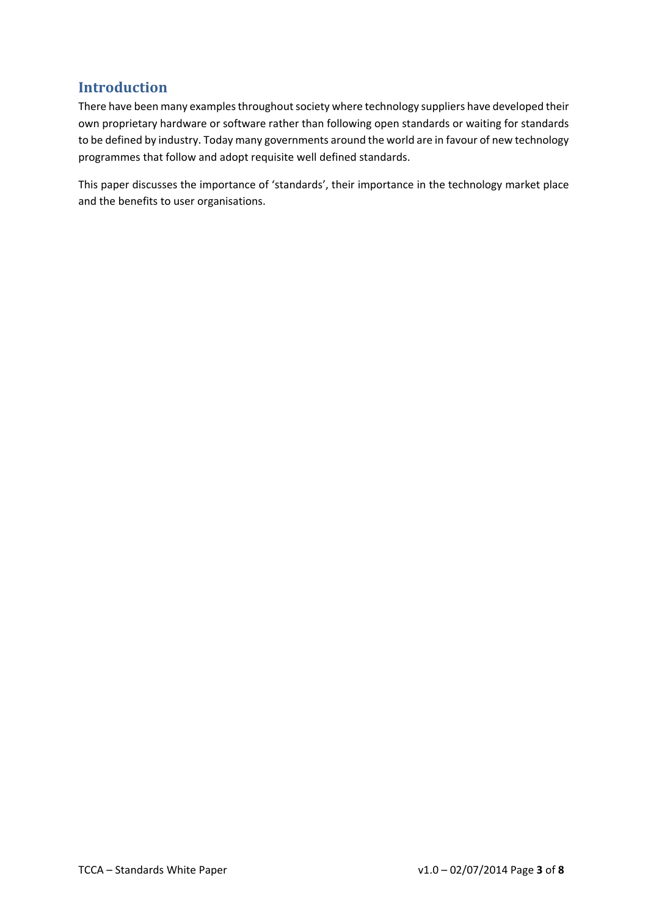## Introduction

There have been many examples throughout society where technology suppliers have developed their own proprietary hardware or software rather than following open standards or waiting for standards to be defined by industry. Today many governments around the world are in favour of new technology programmes that follow and adopt requisite well defined standards.

This paper discusses the importance of 'standards', their importance in the technology market place and the benefits to user organisations.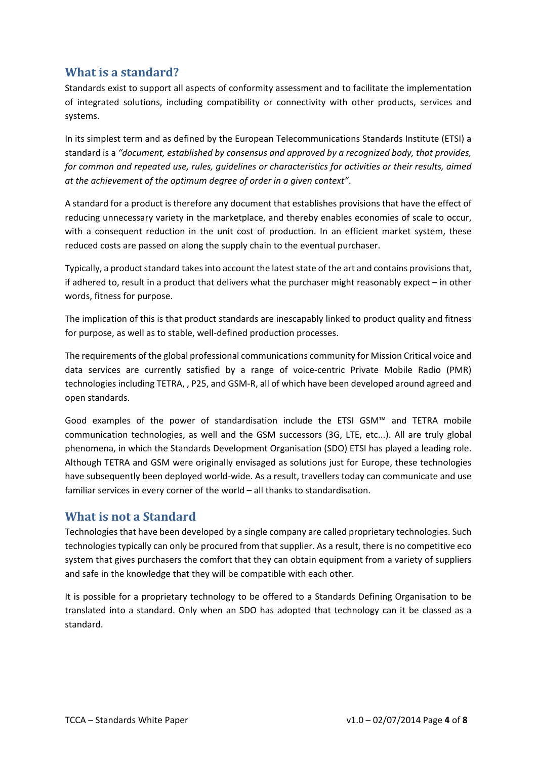## What is a standard?

Standards exist to support all aspects of conformity assessment and to facilitate the implementation of integrated solutions, including compatibility or connectivity with other products, services and systems.

In its simplest term and as defined by the European Telecommunications Standards Institute (ETSI) a standard is a *"document, established by consensus and approved by a recognized body, that provides, for common and repeated use, rules, guidelines or characteristics for activities or their results, aimed at the achievement of the optimum degree of order in a given context"*.

A standard for a product is therefore any document that establishes provisions that have the effect of reducing unnecessary variety in the marketplace, and thereby enables economies of scale to occur, with a consequent reduction in the unit cost of production. In an efficient market system, these reduced costs are passed on along the supply chain to the eventual purchaser.

Typically, a product standard takes into account the latest state of the art and contains provisions that, if adhered to, result in a product that delivers what the purchaser might reasonably expect – in other words, fitness for purpose.

The implication of this is that product standards are inescapably linked to product quality and fitness for purpose, as well as to stable, well-defined production processes.

The requirements of the global professional communications community for Mission Critical voice and data services are currently satisfied by a range of voice-centric Private Mobile Radio (PMR) technologies including TETRA, , P25, and GSM-R, all of which have been developed around agreed and open standards.

Good examples of the power of standardisation include the ETSI GSM™ and TETRA mobile communication technologies, as well and the GSM successors (3G, LTE, etc...). All are truly global phenomena, in which the Standards Development Organisation (SDO) ETSI has played a leading role. Although TETRA and GSM were originally envisaged as solutions just for Europe, these technologies have subsequently been deployed world-wide. As a result, travellers today can communicate and use familiar services in every corner of the world – all thanks to standardisation.

## What is not a Standard

Technologies that have been developed by a single company are called proprietary technologies. Such technologies typically can only be procured from that supplier. As a result, there is no competitive eco system that gives purchasers the comfort that they can obtain equipment from a variety of suppliers and safe in the knowledge that they will be compatible with each other.

It is possible for a proprietary technology to be offered to a Standards Defining Organisation to be translated into a standard. Only when an SDO has adopted that technology can it be classed as a standard.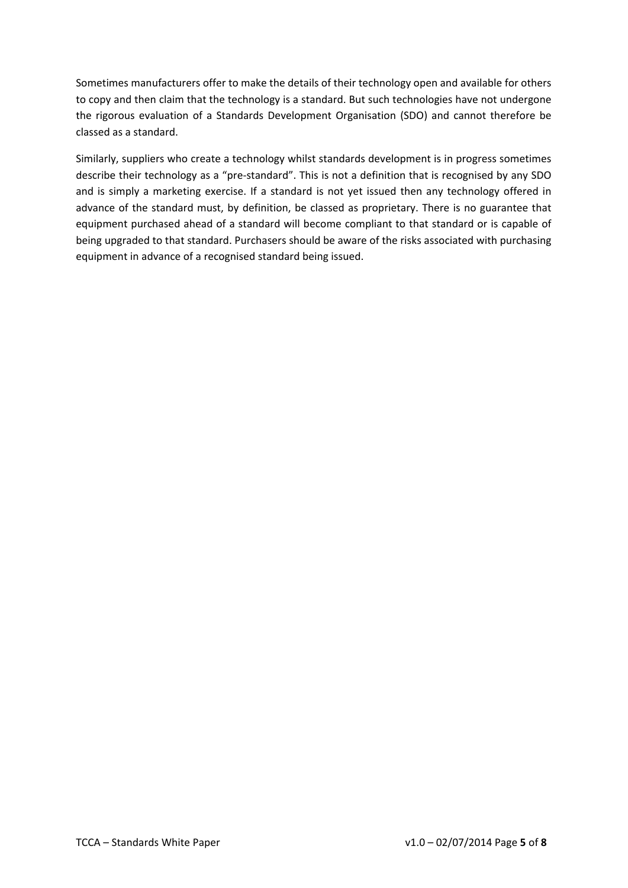Sometimes manufacturers offer to make the details of their technology open and available for others to copy and then claim that the technology is a standard. But such technologies have not undergone the rigorous evaluation of a Standards Development Organisation (SDO) and cannot therefore be classed as a standard.

Similarly, suppliers who create a technology whilst standards development is in progress sometimes describe their technology as a "pre-standard". This is not a definition that is recognised by any SDO and is simply a marketing exercise. If a standard is not yet issued then any technology offered in advance of the standard must, by definition, be classed as proprietary. There is no guarantee that equipment purchased ahead of a standard will become compliant to that standard or is capable of being upgraded to that standard. Purchasers should be aware of the risks associated with purchasing equipment in advance of a recognised standard being issued.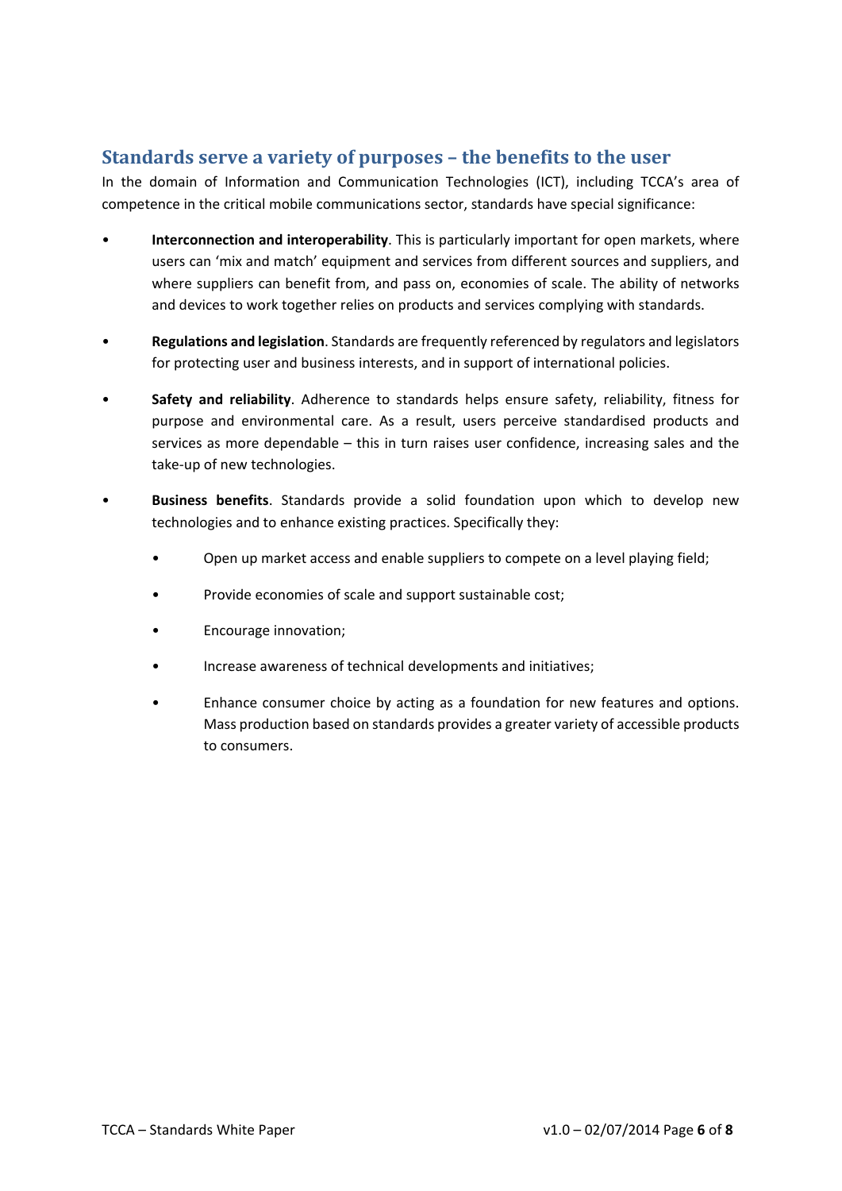## Standards serve a variety of purposes – the benefits to the user

In the domain of Information and Communication Technologies (ICT), including TCCA's area of competence in the critical mobile communications sector, standards have special significance:

- **Interconnection and interoperability**. This is particularly important for open markets, where users can 'mix and match' equipment and services from different sources and suppliers, and where suppliers can benefit from, and pass on, economies of scale. The ability of networks and devices to work together relies on products and services complying with standards.

- **Regulations and legislation**. Standards are frequently referenced by regulators and legislators for protecting user and business interests, and in support of international policies.

- **Safety and reliability**. Adherence to standards helps ensure safety, reliability, fitness for purpose and environmental care. As a result, users perceive standardised products and services as more dependable – this in turn raises user confidence, increasing sales and the take-up of new technologies.

- **Business benefits**. Standards provide a solid foundation upon which to develop new technologies and to enhance existing practices. Specifically they:

  - Open up market access and enable suppliers to compete on a level playing field;

  - Provide economies of scale and support sustainable cost;

  - Encourage innovation;

  - Increase awareness of technical developments and initiatives;

  - Enhance consumer choice by acting as a foundation for new features and options. Mass production based on standards provides a greater variety of accessible products to consumers.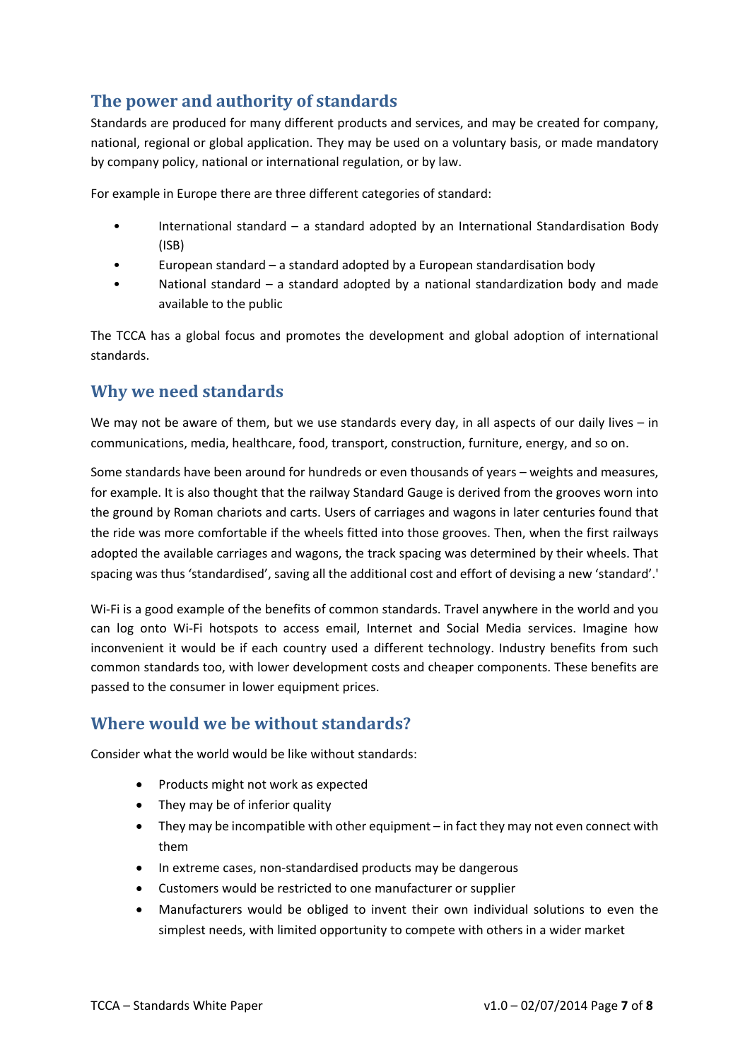## The power and authority of standards

Standards are produced for many different products and services, and may be created for company, national, regional or global application. They may be used on a voluntary basis, or made mandatory by company policy, national or international regulation, or by law.

For example in Europe there are three different categories of standard:

- International standard – a standard adopted by an International Standardisation Body (ISB)
- European standard – a standard adopted by a European standardisation body
- National standard – a standard adopted by a national standardization body and made available to the public

The TCCA has a global focus and promotes the development and global adoption of international standards.

## Why we need standards

We may not be aware of them, but we use standards every day, in all aspects of our daily lives – in communications, media, healthcare, food, transport, construction, furniture, energy, and so on.

Some standards have been around for hundreds or even thousands of years – weights and measures, for example. It is also thought that the railway Standard Gauge is derived from the grooves worn into the ground by Roman chariots and carts. Users of carriages and wagons in later centuries found that the ride was more comfortable if the wheels fitted into those grooves. Then, when the first railways adopted the available carriages and wagons, the track spacing was determined by their wheels. That spacing was thus 'standardised', saving all the additional cost and effort of devising a new 'standard'.'

Wi-Fi is a good example of the benefits of common standards. Travel anywhere in the world and you can log onto Wi-Fi hotspots to access email, Internet and Social Media services. Imagine how inconvenient it would be if each country used a different technology. Industry benefits from such common standards too, with lower development costs and cheaper components. These benefits are passed to the consumer in lower equipment prices.

## Where would we be without standards?

Consider what the world would be like without standards:

- Products might not work as expected
- They may be of inferior quality
- They may be incompatible with other equipment – in fact they may not even connect with them
- In extreme cases, non-standardised products may be dangerous
- Customers would be restricted to one manufacturer or supplier
- Manufacturers would be obliged to invent their own individual solutions to even the simplest needs, with limited opportunity to compete with others in a wider market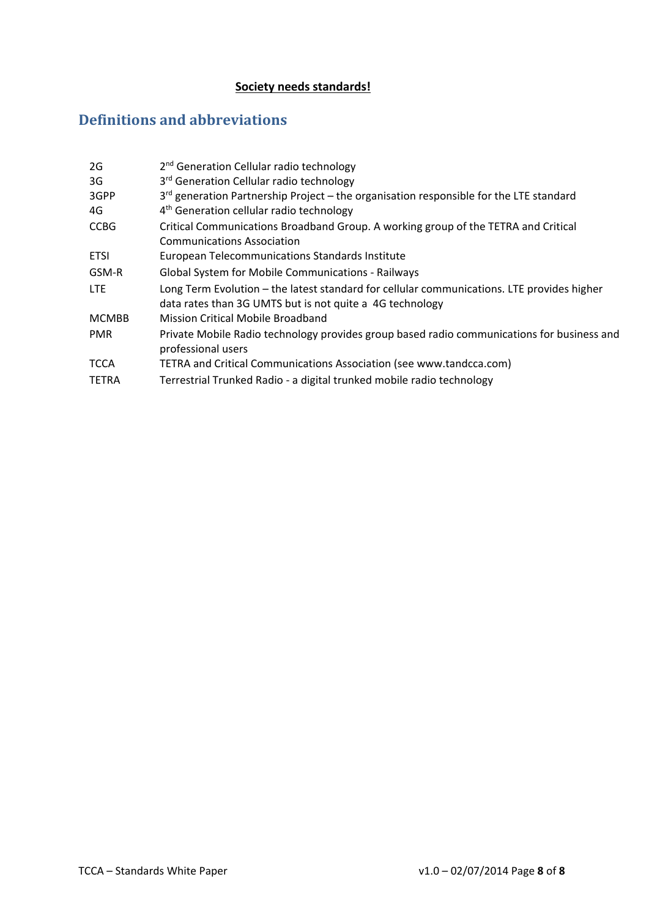**Society needs standards!**

## Definitions and abbreviations

| | |
|---|---|
| 2G | 2nd Generation Cellular radio technology |
| 3G | 3rd Generation Cellular radio technology |
| 3GPP | 3rd generation Partnership Project – the organisation responsible for the LTE standard |
| 4G | 4th Generation cellular radio technology |
| CCBG | Critical Communications Broadband Group. A working group of the TETRA and Critical Communications Association |
| ETSI | European Telecommunications Standards Institute |
| GSM-R | Global System for Mobile Communications - Railways |
| LTE | Long Term Evolution – the latest standard for cellular communications. LTE provides higher data rates than 3G UMTS but is not quite a 4G technology |
| MCMBB | Mission Critical Mobile Broadband |
| PMR | Private Mobile Radio technology provides group based radio communications for business and professional users |
| TCCA | TETRA and Critical Communications Association (see www.tandcca.com) |
| TETRA | Terrestrial Trunked Radio - a digital trunked mobile radio technology |